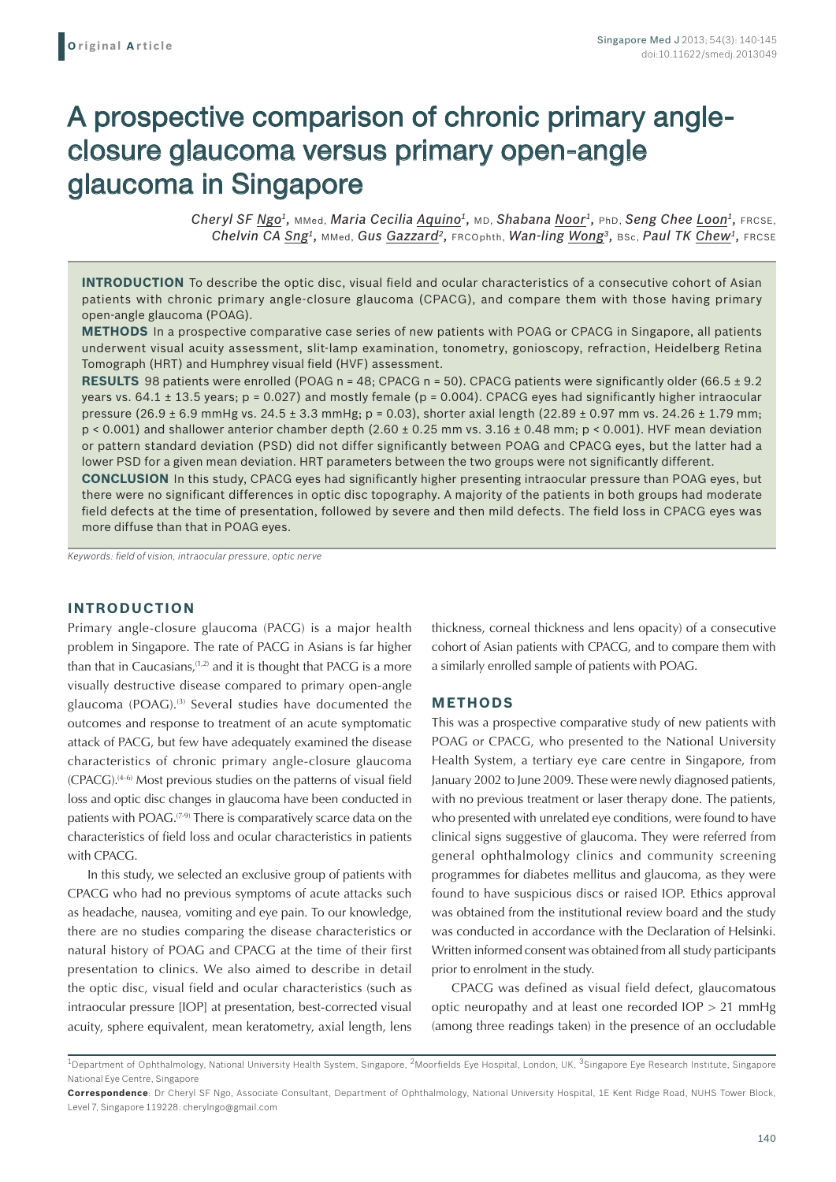Original Article

# A prospective comparison of chronic primary angle-closure glaucoma versus primary open-angle glaucoma in Singapore

*Cheryl SF Ngo*[1], MMed, *Maria Cecilia Aquino*[1], MD, *Shabana Noor*[1], PhD, *Seng Chee Loon*[1], FRCSE, *Chelvin CA Sng*[1], MMed, *Gus Gazzard*[2], FRCOphth, *Wan-ling Wong*[3], BSc, *Paul TK Chew*[1], FRCSE

**INTRODUCTION** To describe the optic disc, visual field and ocular characteristics of a consecutive cohort of Asian patients with chronic primary angle-closure glaucoma (CPACG), and compare them with those having primary open-angle glaucoma (POAG).

**METHODS** In a prospective comparative case series of new patients with POAG or CPACG in Singapore, all patients underwent visual acuity assessment, slit-lamp examination, tonometry, gonioscopy, refraction, Heidelberg Retina Tomograph (HRT) and Humphrey visual field (HVF) assessment.

**RESULTS** 98 patients were enrolled (POAG n = 48; CPACG n = 50). CPACG patients were significantly older (66.5 ± 9.2 years vs. 64.1 ± 13.5 years; p = 0.027) and mostly female (p = 0.004). CPACG eyes had significantly higher intraocular pressure (26.9 ± 6.9 mmHg vs. 24.5 ± 3.3 mmHg; p = 0.03), shorter axial length (22.89 ± 0.97 mm vs. 24.26 ± 1.79 mm; p < 0.001) and shallower anterior chamber depth (2.60 ± 0.25 mm vs. 3.16 ± 0.48 mm; p < 0.001). HVF mean deviation or pattern standard deviation (PSD) did not differ significantly between POAG and CPACG eyes, but the latter had a lower PSD for a given mean deviation. HRT parameters between the two groups were not significantly different.

**CONCLUSION** In this study, CPACG eyes had significantly higher presenting intraocular pressure than POAG eyes, but there were no significant differences in optic disc topography. A majority of the patients in both groups had moderate field defects at the time of presentation, followed by severe and then mild defects. The field loss in CPACG eyes was more diffuse than that in POAG eyes.

*Keywords: field of vision, intraocular pressure, optic nerve*

## INTRODUCTION

Primary angle-closure glaucoma (PACG) is a major health problem in Singapore. The rate of PACG in Asians is far higher than that in Caucasians,[1,2] and it is thought that PACG is a more visually destructive disease compared to primary open-angle glaucoma (POAG).[3] Several studies have documented the outcomes and response to treatment of an acute symptomatic attack of PACG, but few have adequately examined the disease characteristics of chronic primary angle-closure glaucoma (CPACG).[4-6] Most previous studies on the patterns of visual field loss and optic disc changes in glaucoma have been conducted in patients with POAG.[7-9] There is comparatively scarce data on the characteristics of field loss and ocular characteristics in patients with CPACG.

In this study, we selected an exclusive group of patients with CPACG who had no previous symptoms of acute attacks such as headache, nausea, vomiting and eye pain. To our knowledge, there are no studies comparing the disease characteristics or natural history of POAG and CPACG at the time of their first presentation to clinics. We also aimed to describe in detail the optic disc, visual field and ocular characteristics (such as intraocular pressure [IOP] at presentation, best-corrected visual acuity, sphere equivalent, mean keratometry, axial length, lens thickness, corneal thickness and lens opacity) of a consecutive cohort of Asian patients with CPACG, and to compare them with a similarly enrolled sample of patients with POAG.

## METHODS

This was a prospective comparative study of new patients with POAG or CPACG, who presented to the National University Health System, a tertiary eye care centre in Singapore, from January 2002 to June 2009. These were newly diagnosed patients, with no previous treatment or laser therapy done. The patients, who presented with unrelated eye conditions, were found to have clinical signs suggestive of glaucoma. They were referred from general ophthalmology clinics and community screening programmes for diabetes mellitus and glaucoma, as they were found to have suspicious discs or raised IOP. Ethics approval was obtained from the institutional review board and the study was conducted in accordance with the Declaration of Helsinki. Written informed consent was obtained from all study participants prior to enrolment in the study.

CPACG was defined as visual field defect, glaucomatous optic neuropathy and at least one recorded IOP > 21 mmHg (among three readings taken) in the presence of an occludable

[1]Department of Ophthalmology, National University Health System, Singapore, [2]Moorfields Eye Hospital, London, UK, [3]Singapore Eye Research Institute, Singapore National Eye Centre, Singapore

**Correspondence**: Dr Cheryl SF Ngo, Associate Consultant, Department of Ophthalmology, National University Hospital, 1E Kent Ridge Road, NUHS Tower Block, Level 7, Singapore 119228. cherylngo@gmail.com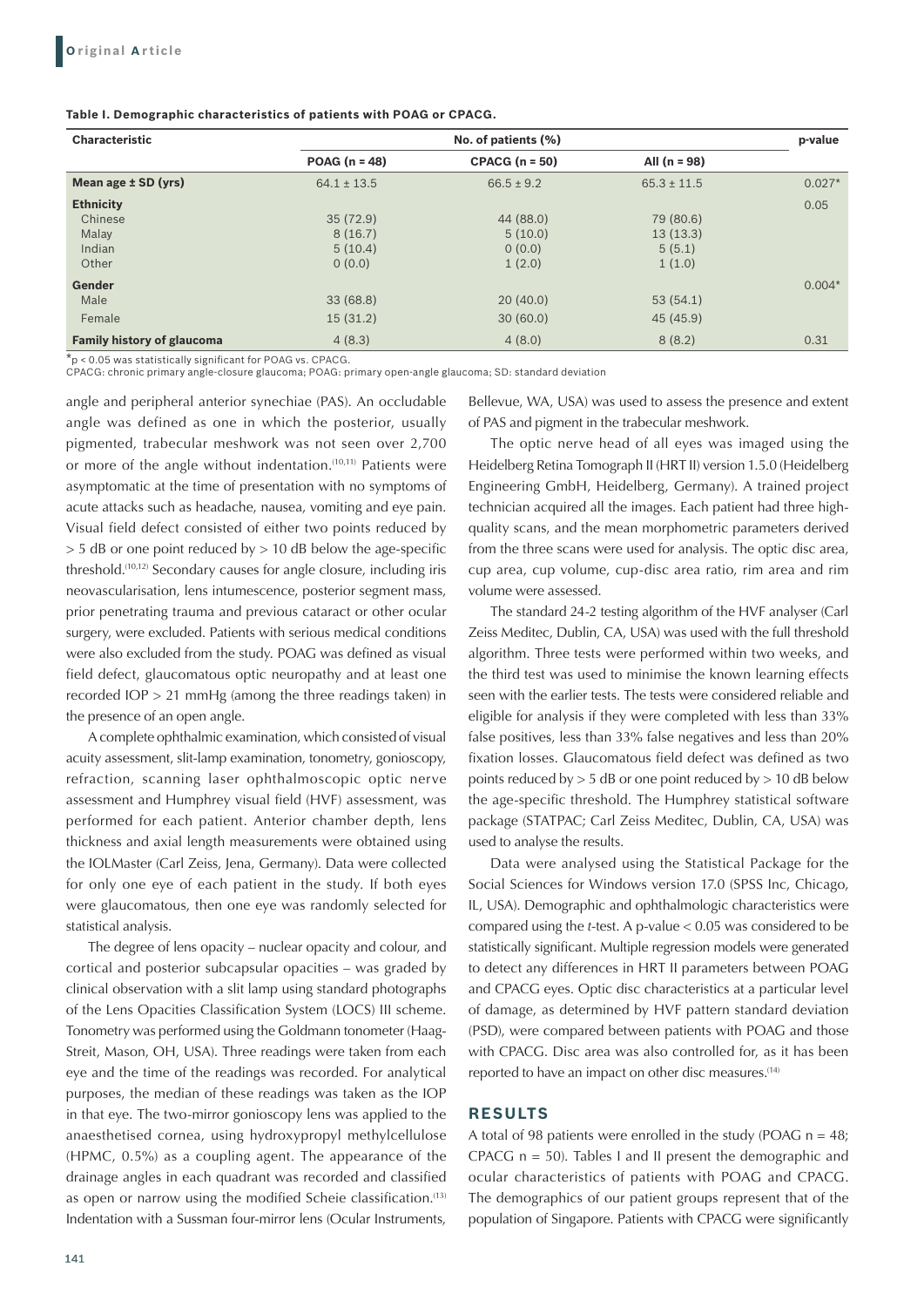**Table I. Demographic characteristics of patients with POAG or CPACG.**

| Characteristic | No. of patients (%) | | | p-value |
|---|---|---|---|---|
| | POAG (n = 48) | CPACG (n = 50) | All (n = 98) | |
| **Mean age ± SD (yrs)** | 64.1 ± 13.5 | 66.5 ± 9.2 | 65.3 ± 11.5 | 0.027* |
| **Ethnicity** | | | | 0.05 |
| Chinese | 35 (72.9) | 44 (88.0) | 79 (80.6) | |
| Malay | 8 (16.7) | 5 (10.0) | 13 (13.3) | |
| Indian | 5 (10.4) | 0 (0.0) | 5 (5.1) | |
| Other | 0 (0.0) | 1 (2.0) | 1 (1.0) | |
| **Gender** | | | | 0.004* |
| Male | 33 (68.8) | 20 (40.0) | 53 (54.1) | |
| Female | 15 (31.2) | 30 (60.0) | 45 (45.9) | |
| **Family history of glaucoma** | 4 (8.3) | 4 (8.0) | 8 (8.2) | 0.31 |

*$p < 0.05$ was statistically significant for POAG vs. CPACG.
CPACG: chronic primary angle-closure glaucoma; POAG: primary open-angle glaucoma; SD: standard deviation

angle and peripheral anterior synechiae (PAS). An occludable angle was defined as one in which the posterior, usually pigmented, trabecular meshwork was not seen over 2,700 or more of the angle without indentation.[10,11] Patients were asymptomatic at the time of presentation with no symptoms of acute attacks such as headache, nausea, vomiting and eye pain. Visual field defect consisted of either two points reduced by > 5 dB or one point reduced by > 10 dB below the age-specific threshold.[10,12] Secondary causes for angle closure, including iris neovascularisation, lens intumescence, posterior segment mass, prior penetrating trauma and previous cataract or other ocular surgery, were excluded. Patients with serious medical conditions were also excluded from the study. POAG was defined as visual field defect, glaucomatous optic neuropathy and at least one recorded IOP > 21 mmHg (among the three readings taken) in the presence of an open angle.

A complete ophthalmic examination, which consisted of visual acuity assessment, slit-lamp examination, tonometry, gonioscopy, refraction, scanning laser ophthalmoscopic optic nerve assessment and Humphrey visual field (HVF) assessment, was performed for each patient. Anterior chamber depth, lens thickness and axial length measurements were obtained using the IOLMaster (Carl Zeiss, Jena, Germany). Data were collected for only one eye of each patient in the study. If both eyes were glaucomatous, then one eye was randomly selected for statistical analysis.

The degree of lens opacity – nuclear opacity and colour, and cortical and posterior subcapsular opacities – was graded by clinical observation with a slit lamp using standard photographs of the Lens Opacities Classification System (LOCS) III scheme. Tonometry was performed using the Goldmann tonometer (Haag-Streit, Mason, OH, USA). Three readings were taken from each eye and the time of the readings was recorded. For analytical purposes, the median of these readings was taken as the IOP in that eye. The two-mirror gonioscopy lens was applied to the anaesthetised cornea, using hydroxypropyl methylcellulose (HPMC, 0.5%) as a coupling agent. The appearance of the drainage angles in each quadrant was recorded and classified as open or narrow using the modified Scheie classification.[13] Indentation with a Sussman four-mirror lens (Ocular Instruments, Bellevue, WA, USA) was used to assess the presence and extent of PAS and pigment in the trabecular meshwork.

The optic nerve head of all eyes was imaged using the Heidelberg Retina Tomograph II (HRT II) version 1.5.0 (Heidelberg Engineering GmbH, Heidelberg, Germany). A trained project technician acquired all the images. Each patient had three high-quality scans, and the mean morphometric parameters derived from the three scans were used for analysis. The optic disc area, cup area, cup volume, cup-disc area ratio, rim area and rim volume were assessed.

The standard 24-2 testing algorithm of the HVF analyser (Carl Zeiss Meditec, Dublin, CA, USA) was used with the full threshold algorithm. Three tests were performed within two weeks, and the third test was used to minimise the known learning effects seen with the earlier tests. The tests were considered reliable and eligible for analysis if they were completed with less than 33% false positives, less than 33% false negatives and less than 20% fixation losses. Glaucomatous field defect was defined as two points reduced by > 5 dB or one point reduced by > 10 dB below the age-specific threshold. The Humphrey statistical software package (STATPAC; Carl Zeiss Meditec, Dublin, CA, USA) was used to analyse the results.

Data were analysed using the Statistical Package for the Social Sciences for Windows version 17.0 (SPSS Inc, Chicago, IL, USA). Demographic and ophthalmologic characteristics were compared using the *t*-test. A p-value < 0.05 was considered to be statistically significant. Multiple regression models were generated to detect any differences in HRT II parameters between POAG and CPACG eyes. Optic disc characteristics at a particular level of damage, as determined by HVF pattern standard deviation (PSD), were compared between patients with POAG and those with CPACG. Disc area was also controlled for, as it has been reported to have an impact on other disc measures.[14]

## RESULTS

A total of 98 patients were enrolled in the study (POAG n = 48; CPACG n = 50). Tables I and II present the demographic and ocular characteristics of patients with POAG and CPACG. The demographics of our patient groups represent that of the population of Singapore. Patients with CPACG were significantly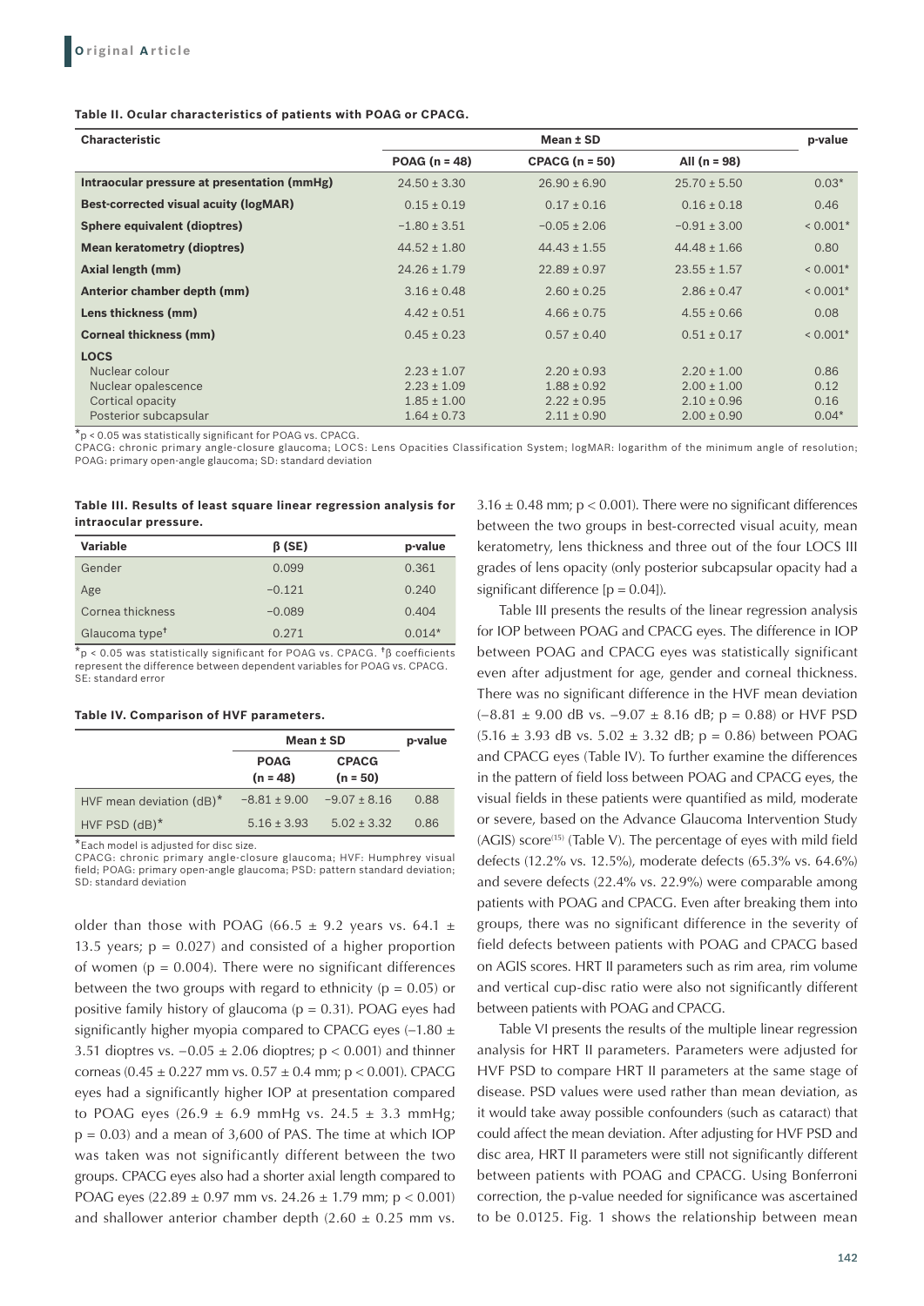**Table II. Ocular characteristics of patients with POAG or CPACG.**

| Characteristic | Mean ± SD | | | p-value |
|---|---|---|---|---|
| | POAG (n = 48) | CPACG (n = 50) | All (n = 98) | |
| **Intraocular pressure at presentation (mmHg)** | 24.50 ± 3.30 | 26.90 ± 6.90 | 25.70 ± 5.50 | 0.03* |
| **Best-corrected visual acuity (logMAR)** | 0.15 ± 0.19 | 0.17 ± 0.16 | 0.16 ± 0.18 | 0.46 |
| **Sphere equivalent (dioptres)** | −1.80 ± 3.51 | −0.05 ± 2.06 | −0.91 ± 3.00 | < 0.001* |
| **Mean keratometry (dioptres)** | 44.52 ± 1.80 | 44.43 ± 1.55 | 44.48 ± 1.66 | 0.80 |
| **Axial length (mm)** | 24.26 ± 1.79 | 22.89 ± 0.97 | 23.55 ± 1.57 | < 0.001* |
| **Anterior chamber depth (mm)** | 3.16 ± 0.48 | 2.60 ± 0.25 | 2.86 ± 0.47 | < 0.001* |
| **Lens thickness (mm)** | 4.42 ± 0.51 | 4.66 ± 0.75 | 4.55 ± 0.66 | 0.08 |
| **Corneal thickness (mm)** | 0.45 ± 0.23 | 0.57 ± 0.40 | 0.51 ± 0.17 | < 0.001* |
| **LOCS** | | | | |
| Nuclear colour | 2.23 ± 1.07 | 2.20 ± 0.93 | 2.20 ± 1.00 | 0.86 |
| Nuclear opalescence | 2.23 ± 1.09 | 1.88 ± 0.92 | 2.00 ± 1.00 | 0.12 |
| Cortical opacity | 1.85 ± 1.00 | 2.22 ± 0.95 | 2.10 ± 0.96 | 0.16 |
| Posterior subcapsular | 1.64 ± 0.73 | 2.11 ± 0.90 | 2.00 ± 0.90 | 0.04* |

*p < 0.05 was statistically significant for POAG vs. CPACG.
CPACG: chronic primary angle-closure glaucoma; LOCS: Lens Opacities Classification System; logMAR: logarithm of the minimum angle of resolution; POAG: primary open-angle glaucoma; SD: standard deviation

**Table III. Results of least square linear regression analysis for intraocular pressure.**

| Variable | β (SE) | p-value |
|---|---|---|
| Gender | 0.099 | 0.361 |
| Age | −0.121 | 0.240 |
| Cornea thickness | −0.089 | 0.404 |
| Glaucoma type† | 0.271 | 0.014* |

*p < 0.05 was statistically significant for POAG vs. CPACG. †β coefficients represent the difference between dependent variables for POAG vs. CPACG. SE: standard error

**Table IV. Comparison of HVF parameters.**

| | Mean ± SD | | p-value |
|---|---|---|---|
| | POAG (n = 48) | CPACG (n = 50) | |
| HVF mean deviation (dB)* | −8.81 ± 9.00 | −9.07 ± 8.16 | 0.88 |
| HVF PSD (dB)* | 5.16 ± 3.93 | 5.02 ± 3.32 | 0.86 |

*Each model is adjusted for disc size.
CPACG: chronic primary angle-closure glaucoma; HVF: Humphrey visual field; POAG: primary open-angle glaucoma; PSD: pattern standard deviation; SD: standard deviation

older than those with POAG (66.5 ± 9.2 years vs. 64.1 ± 13.5 years; p = 0.027) and consisted of a higher proportion of women (p = 0.004). There were no significant differences between the two groups with regard to ethnicity (p = 0.05) or positive family history of glaucoma (p = 0.31). POAG eyes had significantly higher myopia compared to CPACG eyes (−1.80 ± 3.51 dioptres vs. −0.05 ± 2.06 dioptres; p < 0.001) and thinner corneas (0.45 ± 0.227 mm vs. 0.57 ± 0.4 mm; p < 0.001). CPACG eyes had a significantly higher IOP at presentation compared to POAG eyes (26.9 ± 6.9 mmHg vs. 24.5 ± 3.3 mmHg; p = 0.03) and a mean of 3,600 of PAS. The time at which IOP was taken was not significantly different between the two groups. CPACG eyes also had a shorter axial length compared to POAG eyes (22.89 ± 0.97 mm vs. 24.26 ± 1.79 mm; p < 0.001) and shallower anterior chamber depth (2.60 ± 0.25 mm vs. 3.16 ± 0.48 mm; p < 0.001). There were no significant differences between the two groups in best-corrected visual acuity, mean keratometry, lens thickness and three out of the four LOCS III grades of lens opacity (only posterior subcapsular opacity had a significant difference [p = 0.04]).

Table III presents the results of the linear regression analysis for IOP between POAG and CPACG eyes. The difference in IOP between POAG and CPACG eyes was statistically significant even after adjustment for age, gender and corneal thickness. There was no significant difference in the HVF mean deviation (−8.81 ± 9.00 dB vs. −9.07 ± 8.16 dB; p = 0.88) or HVF PSD (5.16 ± 3.93 dB vs. 5.02 ± 3.32 dB; p = 0.86) between POAG and CPACG eyes (Table IV). To further examine the differences in the pattern of field loss between POAG and CPACG eyes, the visual fields in these patients were quantified as mild, moderate or severe, based on the Advance Glaucoma Intervention Study (AGIS) score[15] (Table V). The percentage of eyes with mild field defects (12.2% vs. 12.5%), moderate defects (65.3% vs. 64.6%) and severe defects (22.4% vs. 22.9%) were comparable among patients with POAG and CPACG. Even after breaking them into groups, there was no significant difference in the severity of field defects between patients with POAG and CPACG based on AGIS scores. HRT II parameters such as rim area, rim volume and vertical cup-disc ratio were also not significantly different between patients with POAG and CPACG.

Table VI presents the results of the multiple linear regression analysis for HRT II parameters. Parameters were adjusted for HVF PSD to compare HRT II parameters at the same stage of disease. PSD values were used rather than mean deviation, as it would take away possible confounders (such as cataract) that could affect the mean deviation. After adjusting for HVF PSD and disc area, HRT II parameters were still not significantly different between patients with POAG and CPACG. Using Bonferroni correction, the p-value needed for significance was ascertained to be 0.0125. Fig. 1 shows the relationship between mean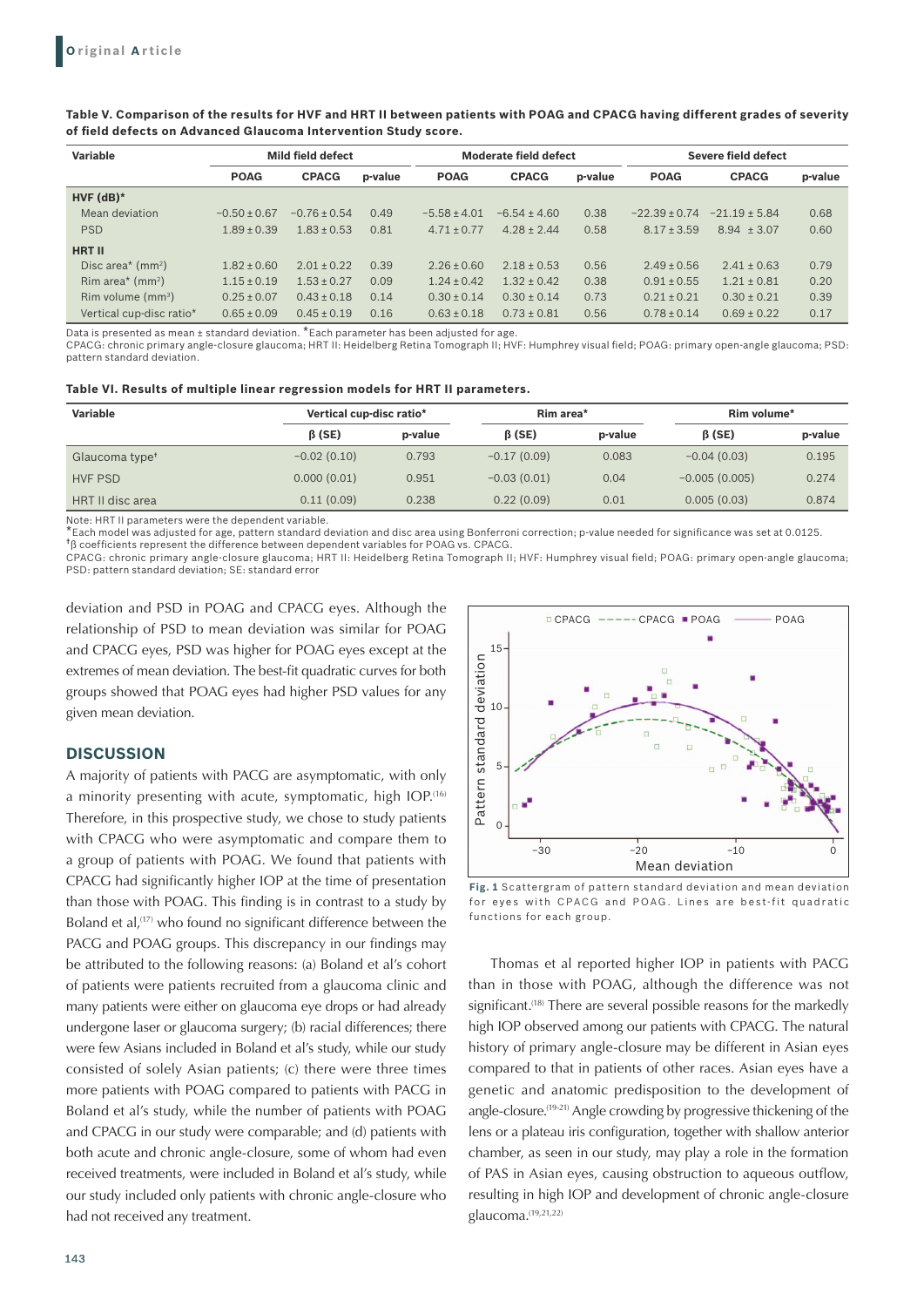**Table V. Comparison of the results for HVF and HRT II between patients with POAG and CPACG having different grades of severity of field defects on Advanced Glaucoma Intervention Study score.**

| Variable | Mild field defect | | | Moderate field defect | | | Severe field defect | | |
|---|---|---|---|---|---|---|---|---|---|
| | POAG | CPACG | p-value | POAG | CPACG | p-value | POAG | CPACG | p-value |
| **HVF (dB)*** | | | | | | | | | |
| Mean deviation | −0.50 ± 0.67 | −0.76 ± 0.54 | 0.49 | −5.58 ± 4.01 | −6.54 ± 4.60 | 0.38 | −22.39 ± 0.74 | −21.19 ± 5.84 | 0.68 |
| PSD | 1.89 ± 0.39 | 1.83 ± 0.53 | 0.81 | 4.71 ± 0.77 | 4.28 ± 2.44 | 0.58 | 8.17 ± 3.59 | 8.94 ± 3.07 | 0.60 |
| **HRT II** | | | | | | | | | |
| Disc area* (mm²) | 1.82 ± 0.60 | 2.01 ± 0.22 | 0.39 | 2.26 ± 0.60 | 2.18 ± 0.53 | 0.56 | 2.49 ± 0.56 | 2.41 ± 0.63 | 0.79 |
| Rim area* (mm²) | 1.15 ± 0.19 | 1.53 ± 0.27 | 0.09 | 1.24 ± 0.42 | 1.32 ± 0.42 | 0.38 | 0.91 ± 0.55 | 1.21 ± 0.81 | 0.20 |
| Rim volume (mm³) | 0.25 ± 0.07 | 0.43 ± 0.18 | 0.14 | 0.30 ± 0.14 | 0.30 ± 0.14 | 0.73 | 0.21 ± 0.21 | 0.30 ± 0.21 | 0.39 |
| Vertical cup-disc ratio* | 0.65 ± 0.09 | 0.45 ± 0.19 | 0.16 | 0.63 ± 0.18 | 0.73 ± 0.81 | 0.56 | 0.78 ± 0.14 | 0.69 ± 0.22 | 0.17 |

Data is presented as mean ± standard deviation. *Each parameter has been adjusted for age.
CPACG: chronic primary angle-closure glaucoma; HRT II: Heidelberg Retina Tomograph II; HVF: Humphrey visual field; POAG: primary open-angle glaucoma; PSD: pattern standard deviation.

**Table VI. Results of multiple linear regression models for HRT II parameters.**

| Variable | Vertical cup-disc ratio* | | Rim area* | | Rim volume* | |
|---|---|---|---|---|---|---|
| | β (SE) | p-value | β (SE) | p-value | β (SE) | p-value |
| Glaucoma type† | −0.02 (0.10) | 0.793 | −0.17 (0.09) | 0.083 | −0.04 (0.03) | 0.195 |
| HVF PSD | 0.000 (0.01) | 0.951 | −0.03 (0.01) | 0.04 | −0.005 (0.005) | 0.274 |
| HRT II disc area | 0.11 (0.09) | 0.238 | 0.22 (0.09) | 0.01 | 0.005 (0.03) | 0.874 |

Note: HRT II parameters were the dependent variable.
*Each model was adjusted for age, pattern standard deviation and disc area using Bonferroni correction; p-value needed for significance was set at 0.0125.
†β coefficients represent the difference between dependent variables for POAG vs. CPACG.
CPACG: chronic primary angle-closure glaucoma; HRT II: Heidelberg Retina Tomograph II; HVF: Humphrey visual field; POAG: primary open-angle glaucoma; PSD: pattern standard deviation; SE: standard error

deviation and PSD in POAG and CPACG eyes. Although the relationship of PSD to mean deviation was similar for POAG and CPACG eyes, PSD was higher for POAG eyes except at the extremes of mean deviation. The best-fit quadratic curves for both groups showed that POAG eyes had higher PSD values for any given mean deviation.

**Fig. 1** Scattergram of pattern standard deviation and mean deviation for eyes with CPACG and POAG. Lines are best-fit quadratic functions for each group.

## DISCUSSION

A majority of patients with PACG are asymptomatic, with only a minority presenting with acute, symptomatic, high IOP.[16] Therefore, in this prospective study, we chose to study patients with CPACG who were asymptomatic and compare them to a group of patients with POAG. We found that patients with CPACG had significantly higher IOP at the time of presentation than those with POAG. This finding is in contrast to a study by Boland et al,[17] who found no significant difference between the PACG and POAG groups. This discrepancy in our findings may be attributed to the following reasons: (a) Boland et al's cohort of patients were patients recruited from a glaucoma clinic and many patients were either on glaucoma eye drops or had already undergone laser or glaucoma surgery; (b) racial differences; there were few Asians included in Boland et al's study, while our study consisted of solely Asian patients; (c) there were three times more patients with POAG compared to patients with PACG in Boland et al's study, while the number of patients with POAG and CPACG in our study were comparable; and (d) patients with both acute and chronic angle-closure, some of whom had even received treatments, were included in Boland et al's study, while our study included only patients with chronic angle-closure who had not received any treatment.

Thomas et al reported higher IOP in patients with PACG than in those with POAG, although the difference was not significant.[18] There are several possible reasons for the markedly high IOP observed among our patients with CPACG. The natural history of primary angle-closure may be different in Asian eyes compared to that in patients of other races. Asian eyes have a genetic and anatomic predisposition to the development of angle-closure.[19-21] Angle crowding by progressive thickening of the lens or a plateau iris configuration, together with shallow anterior chamber, as seen in our study, may play a role in the formation of PAS in Asian eyes, causing obstruction to aqueous outflow, resulting in high IOP and development of chronic angle-closure glaucoma.[19,21,22]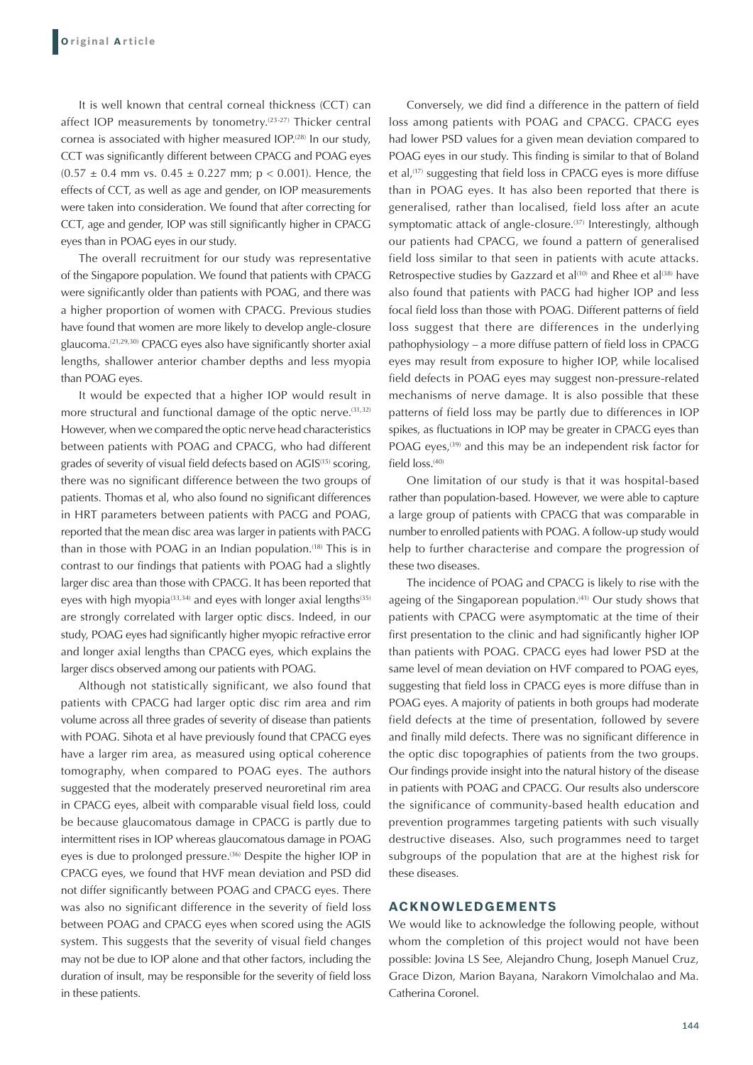It is well known that central corneal thickness (CCT) can affect IOP measurements by tonometry.[23-27] Thicker central cornea is associated with higher measured IOP.[28] In our study, CCT was significantly different between CPACG and POAG eyes ($0.57 \pm 0.4$ mm vs. $0.45 \pm 0.227$ mm; $p < 0.001$). Hence, the effects of CCT, as well as age and gender, on IOP measurements were taken into consideration. We found that after correcting for CCT, age and gender, IOP was still significantly higher in CPACG eyes than in POAG eyes in our study.

The overall recruitment for our study was representative of the Singapore population. We found that patients with CPACG were significantly older than patients with POAG, and there was a higher proportion of women with CPACG. Previous studies have found that women are more likely to develop angle-closure glaucoma.[21,29,30] CPACG eyes also have significantly shorter axial lengths, shallower anterior chamber depths and less myopia than POAG eyes.

It would be expected that a higher IOP would result in more structural and functional damage of the optic nerve.[31,32] However, when we compared the optic nerve head characteristics between patients with POAG and CPACG, who had different grades of severity of visual field defects based on AGIS[15] scoring, there was no significant difference between the two groups of patients. Thomas et al, who also found no significant differences in HRT parameters between patients with PACG and POAG, reported that the mean disc area was larger in patients with PACG than in those with POAG in an Indian population.[18] This is in contrast to our findings that patients with POAG had a slightly larger disc area than those with CPACG. It has been reported that eyes with high myopia[33,34] and eyes with longer axial lengths[35] are strongly correlated with larger optic discs. Indeed, in our study, POAG eyes had significantly higher myopic refractive error and longer axial lengths than CPACG eyes, which explains the larger discs observed among our patients with POAG.

Although not statistically significant, we also found that patients with CPACG had larger optic disc rim area and rim volume across all three grades of severity of disease than patients with POAG. Sihota et al have previously found that CPACG eyes have a larger rim area, as measured using optical coherence tomography, when compared to POAG eyes. The authors suggested that the moderately preserved neuroretinal rim area in CPACG eyes, albeit with comparable visual field loss, could be because glaucomatous damage in CPACG is partly due to intermittent rises in IOP whereas glaucomatous damage in POAG eyes is due to prolonged pressure.[36] Despite the higher IOP in CPACG eyes, we found that HVF mean deviation and PSD did not differ significantly between POAG and CPACG eyes. There was also no significant difference in the severity of field loss between POAG and CPACG eyes when scored using the AGIS system. This suggests that the severity of visual field changes may not be due to IOP alone and that other factors, including the duration of insult, may be responsible for the severity of field loss in these patients.

Conversely, we did find a difference in the pattern of field loss among patients with POAG and CPACG. CPACG eyes had lower PSD values for a given mean deviation compared to POAG eyes in our study. This finding is similar to that of Boland et al,[17] suggesting that field loss in CPACG eyes is more diffuse than in POAG eyes. It has also been reported that there is generalised, rather than localised, field loss after an acute symptomatic attack of angle-closure.[37] Interestingly, although our patients had CPACG, we found a pattern of generalised field loss similar to that seen in patients with acute attacks. Retrospective studies by Gazzard et al[10] and Rhee et al[38] have also found that patients with PACG had higher IOP and less focal field loss than those with POAG. Different patterns of field loss suggest that there are differences in the underlying pathophysiology – a more diffuse pattern of field loss in CPACG eyes may result from exposure to higher IOP, while localised field defects in POAG eyes may suggest non-pressure-related mechanisms of nerve damage. It is also possible that these patterns of field loss may be partly due to differences in IOP spikes, as fluctuations in IOP may be greater in CPACG eyes than POAG eyes,[39] and this may be an independent risk factor for field loss.[40]

One limitation of our study is that it was hospital-based rather than population-based. However, we were able to capture a large group of patients with CPACG that was comparable in number to enrolled patients with POAG. A follow-up study would help to further characterise and compare the progression of these two diseases.

The incidence of POAG and CPACG is likely to rise with the ageing of the Singaporean population.[41] Our study shows that patients with CPACG were asymptomatic at the time of their first presentation to the clinic and had significantly higher IOP than patients with POAG. CPACG eyes had lower PSD at the same level of mean deviation on HVF compared to POAG eyes, suggesting that field loss in CPACG eyes is more diffuse than in POAG eyes. A majority of patients in both groups had moderate field defects at the time of presentation, followed by severe and finally mild defects. There was no significant difference in the optic disc topographies of patients from the two groups. Our findings provide insight into the natural history of the disease in patients with POAG and CPACG. Our results also underscore the significance of community-based health education and prevention programmes targeting patients with such visually destructive diseases. Also, such programmes need to target subgroups of the population that are at the highest risk for these diseases.

## ACKNOWLEDGEMENTS

We would like to acknowledge the following people, without whom the completion of this project would not have been possible: Jovina LS See, Alejandro Chung, Joseph Manuel Cruz, Grace Dizon, Marion Bayana, Narakorn Vimolchalao and Ma. Catherina Coronel.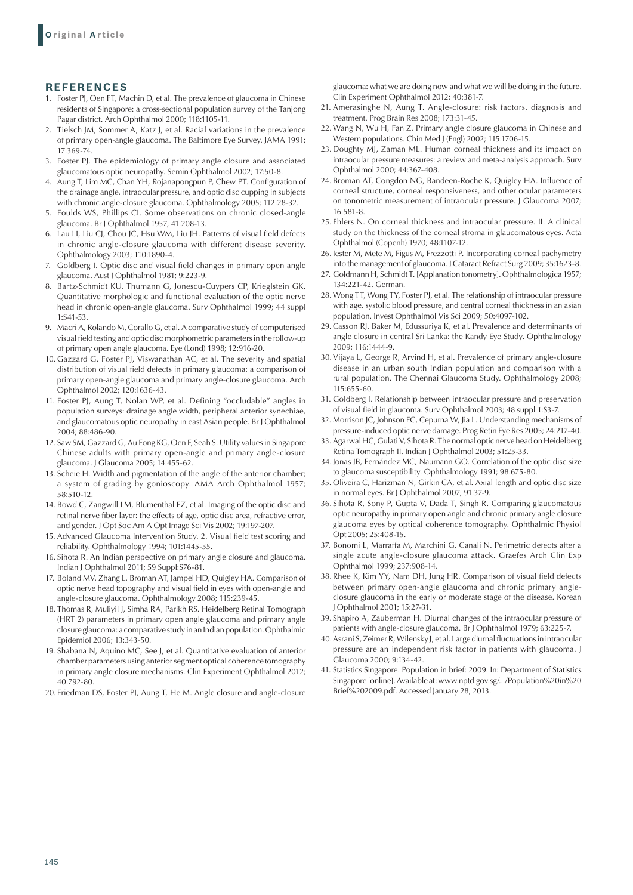## REFERENCES

1. Foster PJ, Oen FT, Machin D, et al. The prevalence of glaucoma in Chinese residents of Singapore: a cross-sectional population survey of the Tanjong Pagar district. Arch Ophthalmol 2000; 118:1105-11.
2. Tielsch JM, Sommer A, Katz J, et al. Racial variations in the prevalence of primary open-angle glaucoma. The Baltimore Eye Survey. JAMA 1991; 17:369-74.
3. Foster PJ. The epidemiology of primary angle closure and associated glaucomatous optic neuropathy. Semin Ophthalmol 2002; 17:50-8.
4. Aung T, Lim MC, Chan YH, Rojanapongpun P, Chew PT. Configuration of the drainage angle, intraocular pressure, and optic disc cupping in subjects with chronic angle-closure glaucoma. Ophthalmology 2005; 112:28-32.
5. Foulds WS, Phillips CI. Some observations on chronic closed-angle glaucoma. Br J Ophthalmol 1957; 41:208-13.
6. Lau LI, Liu CJ, Chou JC, Hsu WM, Liu JH. Patterns of visual field defects in chronic angle-closure glaucoma with different disease severity. Ophthalmology 2003; 110:1890-4.
7. Goldberg I. Optic disc and visual field changes in primary open angle glaucoma. Aust J Ophthalmol 1981; 9:223-9.
8. Bartz-Schmidt KU, Thumann G, Jonescu-Cuypers CP, Krieglstein GK. Quantitative morphologic and functional evaluation of the optic nerve head in chronic open-angle glaucoma. Surv Ophthalmol 1999; 44 suppl 1:S41-53.
9. Macri A, Rolando M, Corallo G, et al. A comparative study of computerised visual field testing and optic disc morphometric parameters in the follow-up of primary open angle glaucoma. Eye (Lond) 1998; 12:916-20.
10. Gazzard G, Foster PJ, Viswanathan AC, et al. The severity and spatial distribution of visual field defects in primary glaucoma: a comparison of primary open-angle glaucoma and primary angle-closure glaucoma. Arch Ophthalmol 2002; 120:1636-43.
11. Foster PJ, Aung T, Nolan WP, et al. Defining "occludable" angles in population surveys: drainage angle width, peripheral anterior synechiae, and glaucomatous optic neuropathy in east Asian people. Br J Ophthalmol 2004; 88:486-90.
12. Saw SM, Gazzard G, Au Eong KG, Oen F, Seah S. Utility values in Singapore Chinese adults with primary open-angle and primary angle-closure glaucoma. J Glaucoma 2005; 14:455-62.
13. Scheie H. Width and pigmentation of the angle of the anterior chamber; a system of grading by gonioscopy. AMA Arch Ophthalmol 1957; 58:510-12.
14. Bowd C, Zangwill LM, Blumenthal EZ, et al. Imaging of the optic disc and retinal nerve fiber layer: the effects of age, optic disc area, refractive error, and gender. J Opt Soc Am A Opt Image Sci Vis 2002; 19:197-207.
15. Advanced Glaucoma Intervention Study. 2. Visual field test scoring and reliability. Ophthalmology 1994; 101:1445-55.
16. Sihota R. An Indian perspective on primary angle closure and glaucoma. Indian J Ophthalmol 2011; 59 Suppl:S76-81.
17. Boland MV, Zhang L, Broman AT, Jampel HD, Quigley HA. Comparison of optic nerve head topography and visual field in eyes with open-angle and angle-closure glaucoma. Ophthalmology 2008; 115:239-45.
18. Thomas R, Muliyil J, Simha RA, Parikh RS. Heidelberg Retinal Tomograph (HRT 2) parameters in primary open angle glaucoma and primary angle closure glaucoma: a comparative study in an Indian population. Ophthalmic Epidemiol 2006; 13:343-50.
19. Shabana N, Aquino MC, See J, et al. Quantitative evaluation of anterior chamber parameters using anterior segment optical coherence tomography in primary angle closure mechanisms. Clin Experiment Ophthalmol 2012; 40:792-80.
20. Friedman DS, Foster PJ, Aung T, He M. Angle closure and angle-closure glaucoma: what we are doing now and what we will be doing in the future. Clin Experiment Ophthalmol 2012; 40:381-7.
21. Amerasinghe N, Aung T. Angle-closure: risk factors, diagnosis and treatment. Prog Brain Res 2008; 173:31-45.
22. Wang N, Wu H, Fan Z. Primary angle closure glaucoma in Chinese and Western populations. Chin Med J (Engl) 2002; 115:1706-15.
23. Doughty MJ, Zaman ML. Human corneal thickness and its impact on intraocular pressure measures: a review and meta-analysis approach. Surv Ophthalmol 2000; 44:367-408.
24. Broman AT, Congdon NG, Bandeen-Roche K, Quigley HA. Influence of corneal structure, corneal responsiveness, and other ocular parameters on tonometric measurement of intraocular pressure. J Glaucoma 2007; 16:581-8.
25. Ehlers N. On corneal thickness and intraocular pressure. II. A clinical study on the thickness of the corneal stroma in glaucomatous eyes. Acta Ophthalmol (Copenh) 1970; 48:1107-12.
26. Iester M, Mete M, Figus M, Frezzotti P. Incorporating corneal pachymetry into the management of glaucoma. J Cataract Refract Surg 2009; 35:1623-8.
27. Goldmann H, Schmidt T. [Applanation tonometry]. Ophthalmologica 1957; 134:221-42. German.
28. Wong TT, Wong TY, Foster PJ, et al. The relationship of intraocular pressure with age, systolic blood pressure, and central corneal thickness in an asian population. Invest Ophthalmol Vis Sci 2009; 50:4097-102.
29. Casson RJ, Baker M, Edussuriya K, et al. Prevalence and determinants of angle closure in central Sri Lanka: the Kandy Eye Study. Ophthalmology 2009; 116:1444-9.
30. Vijaya L, George R, Arvind H, et al. Prevalence of primary angle-closure disease in an urban south Indian population and comparison with a rural population. The Chennai Glaucoma Study. Ophthalmology 2008; 115:655-60.
31. Goldberg I. Relationship between intraocular pressure and preservation of visual field in glaucoma. Surv Ophthalmol 2003; 48 suppl 1:S3-7.
32. Morrison JC, Johnson EC, Cepurna W, Jia L. Understanding mechanisms of pressure-induced optic nerve damage. Prog Retin Eye Res 2005; 24:217-40.
33. Agarwal HC, Gulati V, Sihota R. The normal optic nerve head on Heidelberg Retina Tomograph II. Indian J Ophthalmol 2003; 51:25-33.
34. Jonas JB, Fernández MC, Naumann GO. Correlation of the optic disc size to glaucoma susceptibility. Ophthalmology 1991; 98:675-80.
35. Oliveira C, Harizman N, Girkin CA, et al. Axial length and optic disc size in normal eyes. Br J Ophthalmol 2007; 91:37-9.
36. Sihota R, Sony P, Gupta V, Dada T, Singh R. Comparing glaucomatous optic neuropathy in primary open angle and chronic primary angle closure glaucoma eyes by optical coherence tomography. Ophthalmic Physiol Opt 2005; 25:408-15.
37. Bonomi L, Marraffa M, Marchini G, Canali N. Perimetric defects after a single acute angle-closure glaucoma attack. Graefes Arch Clin Exp Ophthalmol 1999; 237:908-14.
38. Rhee K, Kim YY, Nam DH, Jung HR. Comparison of visual field defects between primary open-angle glaucoma and chronic primary angle-closure glaucoma in the early or moderate stage of the disease. Korean J Ophthalmol 2001; 15:27-31.
39. Shapiro A, Zauberman H. Diurnal changes of the intraocular pressure of patients with angle-closure glaucoma. Br J Ophthalmol 1979; 63:225-7.
40. Asrani S, Zeimer R, Wilensky J, et al. Large diurnal fluctuations in intraocular pressure are an independent risk factor in patients with glaucoma. J Glaucoma 2000; 9:134-42.
41. Statistics Singapore. Population in brief: 2009. In: Department of Statistics Singapore [online]. Available at: www.nptd.gov.sg/.../Population%20in%20Brief%202009.pdf. Accessed January 28, 2013.